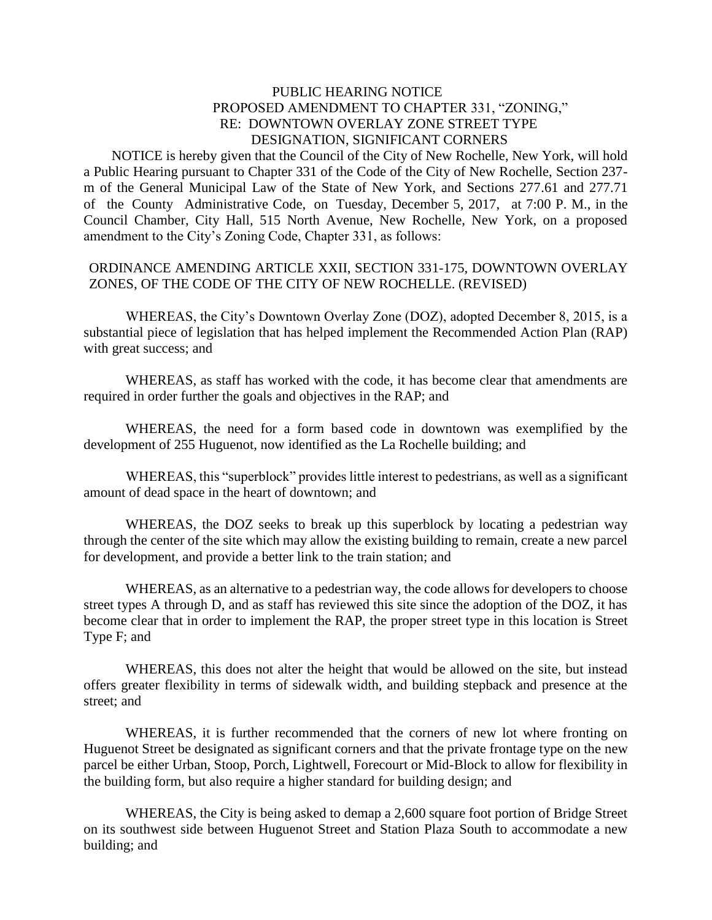# PUBLIC HEARING NOTICE
## PROPOSED AMENDMENT TO CHAPTER 331, "ZONING,"
## RE: DOWNTOWN OVERLAY ZONE STREET TYPE DESIGNATION, SIGNIFICANT CORNERS

NOTICE is hereby given that the Council of the City of New Rochelle, New York, will hold a Public Hearing pursuant to Chapter 331 of the Code of the City of New Rochelle, Section 237-m of the General Municipal Law of the State of New York, and Sections 277.61 and 277.71 of the County Administrative Code, on Tuesday, December 5, 2017, at 7:00 P. M., in the Council Chamber, City Hall, 515 North Avenue, New Rochelle, New York, on a proposed amendment to the City's Zoning Code, Chapter 331, as follows:

ORDINANCE AMENDING ARTICLE XXII, SECTION 331-175, DOWNTOWN OVERLAY ZONES, OF THE CODE OF THE CITY OF NEW ROCHELLE. (REVISED)

WHEREAS, the City's Downtown Overlay Zone (DOZ), adopted December 8, 2015, is a substantial piece of legislation that has helped implement the Recommended Action Plan (RAP) with great success; and

WHEREAS, as staff has worked with the code, it has become clear that amendments are required in order further the goals and objectives in the RAP; and

WHEREAS, the need for a form based code in downtown was exemplified by the development of 255 Huguenot, now identified as the La Rochelle building; and

WHEREAS, this "superblock" provides little interest to pedestrians, as well as a significant amount of dead space in the heart of downtown; and

WHEREAS, the DOZ seeks to break up this superblock by locating a pedestrian way through the center of the site which may allow the existing building to remain, create a new parcel for development, and provide a better link to the train station; and

WHEREAS, as an alternative to a pedestrian way, the code allows for developers to choose street types A through D, and as staff has reviewed this site since the adoption of the DOZ, it has become clear that in order to implement the RAP, the proper street type in this location is Street Type F; and

WHEREAS, this does not alter the height that would be allowed on the site, but instead offers greater flexibility in terms of sidewalk width, and building stepback and presence at the street; and

WHEREAS, it is further recommended that the corners of new lot where fronting on Huguenot Street be designated as significant corners and that the private frontage type on the new parcel be either Urban, Stoop, Porch, Lightwell, Forecourt or Mid-Block to allow for flexibility in the building form, but also require a higher standard for building design; and

WHEREAS, the City is being asked to demap a 2,600 square foot portion of Bridge Street on its southwest side between Huguenot Street and Station Plaza South to accommodate a new building; and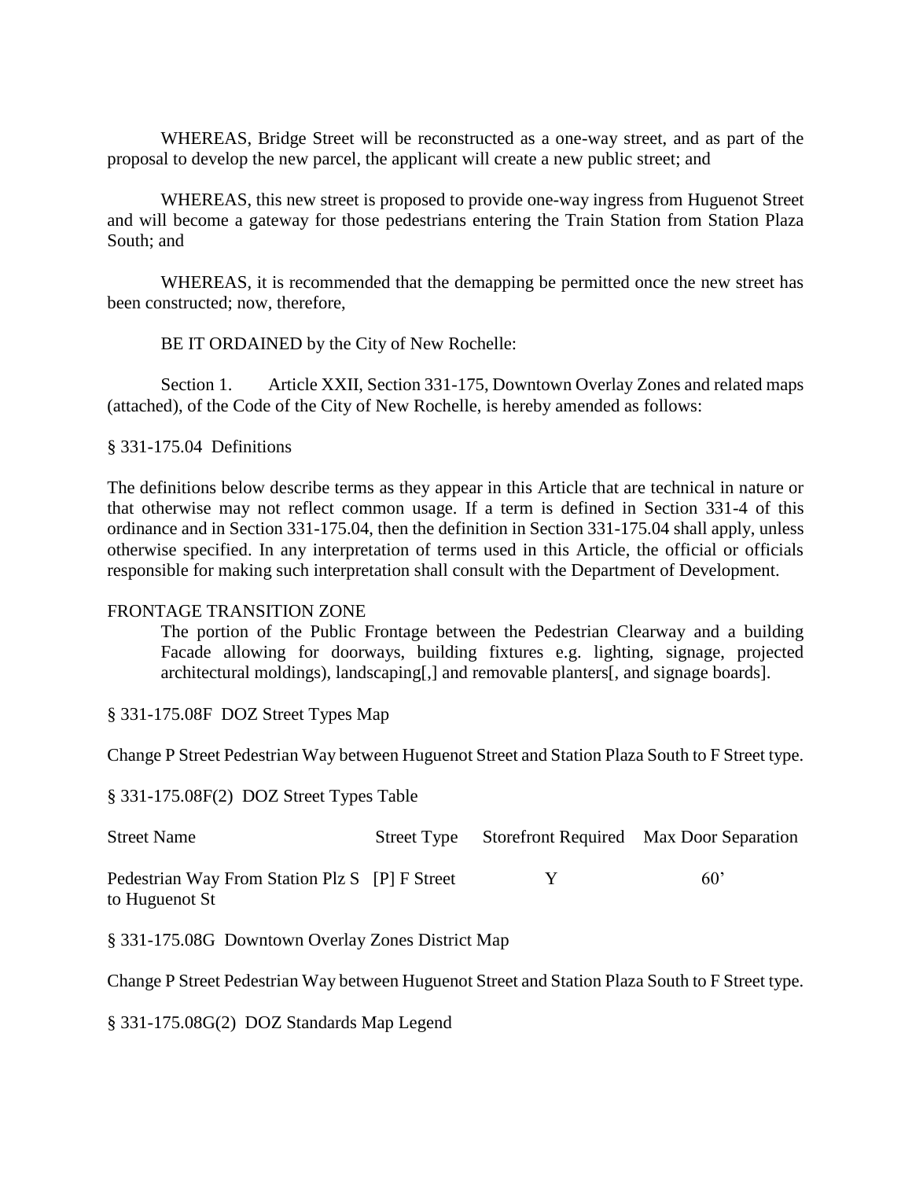WHEREAS, Bridge Street will be reconstructed as a one-way street, and as part of the proposal to develop the new parcel, the applicant will create a new public street; and

WHEREAS, this new street is proposed to provide one-way ingress from Huguenot Street and will become a gateway for those pedestrians entering the Train Station from Station Plaza South; and

WHEREAS, it is recommended that the demapping be permitted once the new street has been constructed; now, therefore,

BE IT ORDAINED by the City of New Rochelle:

Section 1. Article XXII, Section 331-175, Downtown Overlay Zones and related maps (attached), of the Code of the City of New Rochelle, is hereby amended as follows:

§ 331-175.04 Definitions

The definitions below describe terms as they appear in this Article that are technical in nature or that otherwise may not reflect common usage. If a term is defined in Section 331-4 of this ordinance and in Section 331-175.04, then the definition in Section 331-175.04 shall apply, unless otherwise specified. In any interpretation of terms used in this Article, the official or officials responsible for making such interpretation shall consult with the Department of Development.

FRONTAGE TRANSITION ZONE

The portion of the Public Frontage between the Pedestrian Clearway and a building Facade allowing for doorways, building fixtures e.g. lighting, signage, projected architectural moldings), landscaping[,] and removable planters[, and signage boards].

§ 331-175.08F DOZ Street Types Map

Change P Street Pedestrian Way between Huguenot Street and Station Plaza South to F Street type.

§ 331-175.08F(2) DOZ Street Types Table

| Street Name | Street Type | Storefront Required | Max Door Separation |
|---|---|---|---|
| Pedestrian Way From Station Plz S to Huguenot St | [P] F Street | Y | 60’ |

§ 331-175.08G Downtown Overlay Zones District Map

Change P Street Pedestrian Way between Huguenot Street and Station Plaza South to F Street type.

§ 331-175.08G(2) DOZ Standards Map Legend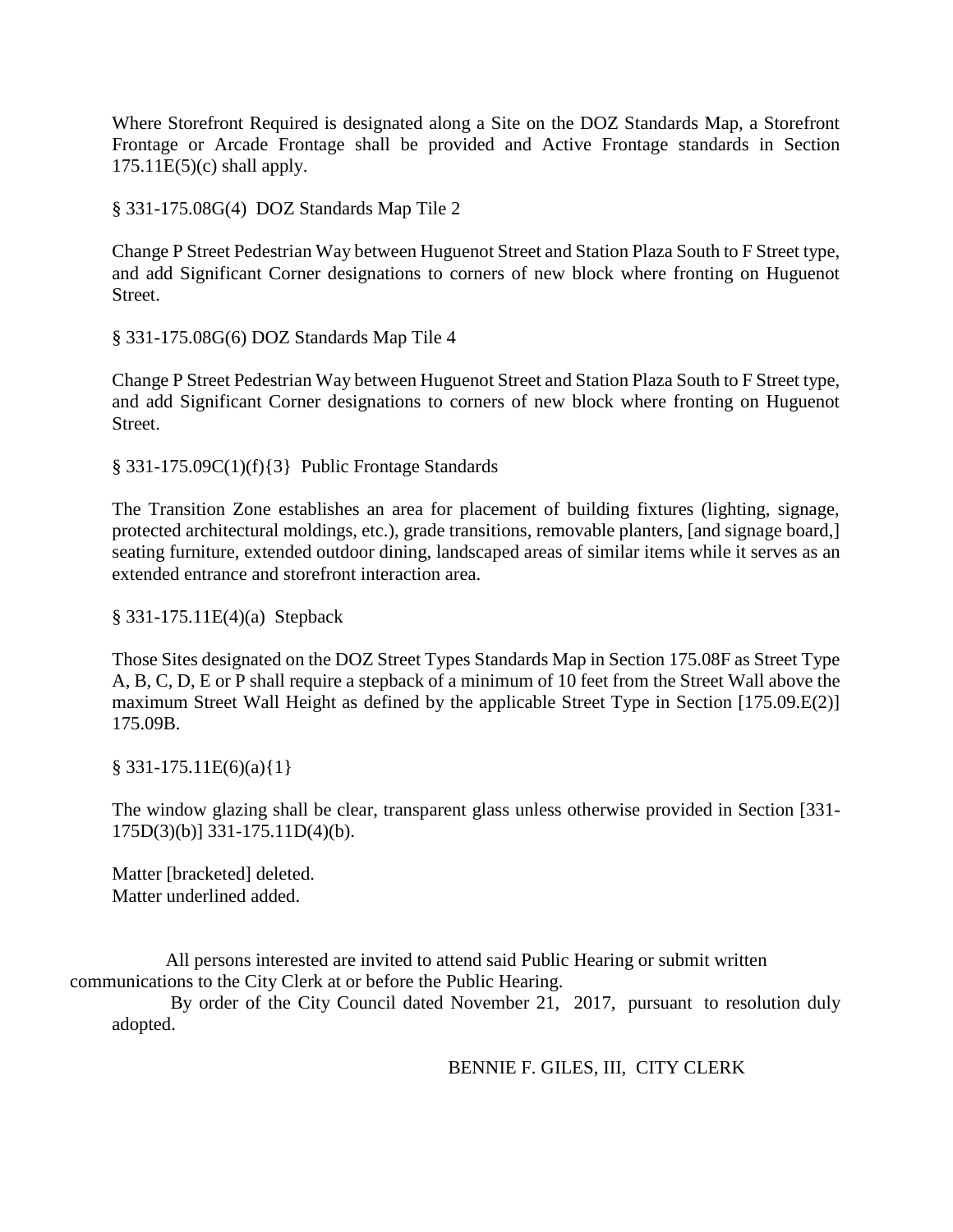Where Storefront Required is designated along a Site on the DOZ Standards Map, a Storefront Frontage or Arcade Frontage shall be provided and Active Frontage standards in Section 175.11E(5)(c) shall apply.

§ 331-175.08G(4) DOZ Standards Map Tile 2

Change P Street Pedestrian Way between Huguenot Street and Station Plaza South to F Street type, and add Significant Corner designations to corners of new block where fronting on Huguenot Street.

§ 331-175.08G(6) DOZ Standards Map Tile 4

Change P Street Pedestrian Way between Huguenot Street and Station Plaza South to F Street type, and add Significant Corner designations to corners of new block where fronting on Huguenot Street.

§ 331-175.09C(1)(f){3} Public Frontage Standards

The Transition Zone establishes an area for placement of building fixtures (lighting, signage, protected architectural moldings, etc.), grade transitions, removable planters, [and signage board,] seating furniture, extended outdoor dining, landscaped areas of similar items while it serves as an extended entrance and storefront interaction area.

§ 331-175.11E(4)(a) Stepback

Those Sites designated on the DOZ Street Types Standards Map in Section 175.08F as Street Type A, B, C, D, E or P shall require a stepback of a minimum of 10 feet from the Street Wall above the maximum Street Wall Height as defined by the applicable Street Type in Section [175.09.E(2)] 175.09B.

§ 331-175.11E(6)(a){1}

The window glazing shall be clear, transparent glass unless otherwise provided in Section [331-175D(3)(b)] 331-175.11D(4)(b).

Matter [bracketed] deleted.
Matter underlined added.

All persons interested are invited to attend said Public Hearing or submit written communications to the City Clerk at or before the Public Hearing.

By order of the City Council dated November 21, 2017, pursuant to resolution duly adopted.

BENNIE F. GILES, III, CITY CLERK